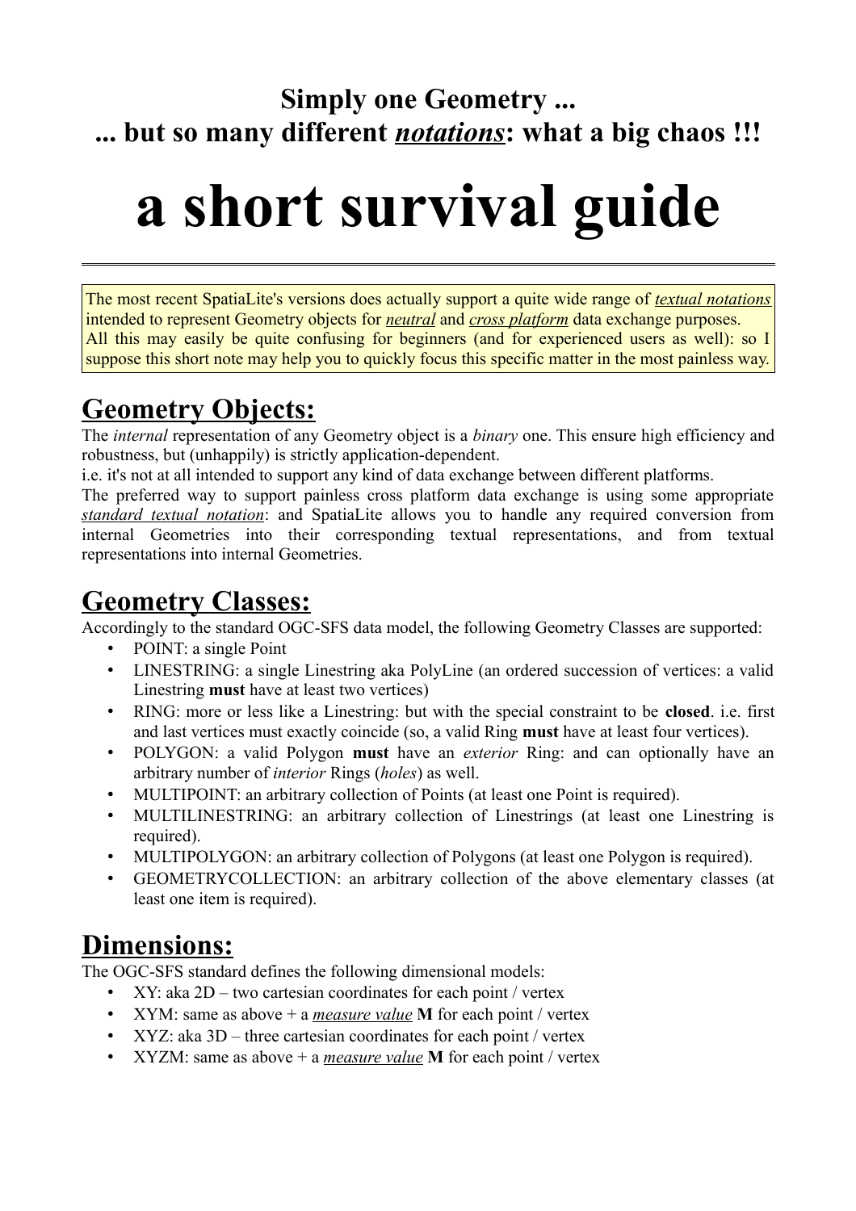**Simply one Geometry ...**
**... but so many different *notations*: what a big chaos !!!**

# a short survival guide

---

The most recent SpatiaLite's versions does actually support a quite wide range of *textual notations* intended to represent Geometry objects for *neutral* and *cross platform* data exchange purposes.
All this may easily be quite confusing for beginners (and for experienced users as well): so I suppose this short note may help you to quickly focus this specific matter in the most painless way.

## Geometry Objects:

The *internal* representation of any Geometry object is a *binary* one. This ensure high efficiency and robustness, but (unhappily) is strictly application-dependent.
i.e. it's not at all intended to support any kind of data exchange between different platforms.
The preferred way to support painless cross platform data exchange is using some appropriate *standard textual notation*: and SpatiaLite allows you to handle any required conversion from internal Geometries into their corresponding textual representations, and from textual representations into internal Geometries.

## Geometry Classes:

Accordingly to the standard OGC-SFS data model, the following Geometry Classes are supported:

- POINT: a single Point
- LINESTRING: a single Linestring aka PolyLine (an ordered succession of vertices: a valid Linestring **must** have at least two vertices)
- RING: more or less like a Linestring: but with the special constraint to be **closed**. i.e. first and last vertices must exactly coincide (so, a valid Ring **must** have at least four vertices).
- POLYGON: a valid Polygon **must** have an *exterior* Ring: and can optionally have an arbitrary number of *interior* Rings (*holes*) as well.
- MULTIPOINT: an arbitrary collection of Points (at least one Point is required).
- MULTILINESTRING: an arbitrary collection of Linestrings (at least one Linestring is required).
- MULTIPOLYGON: an arbitrary collection of Polygons (at least one Polygon is required).
- GEOMETRYCOLLECTION: an arbitrary collection of the above elementary classes (at least one item is required).

## Dimensions:

The OGC-SFS standard defines the following dimensional models:

- XY: aka 2D – two cartesian coordinates for each point / vertex
- XYM: same as above + a *measure value* **M** for each point / vertex
- XYZ: aka 3D – three cartesian coordinates for each point / vertex
- XYZM: same as above + a *measure value* **M** for each point / vertex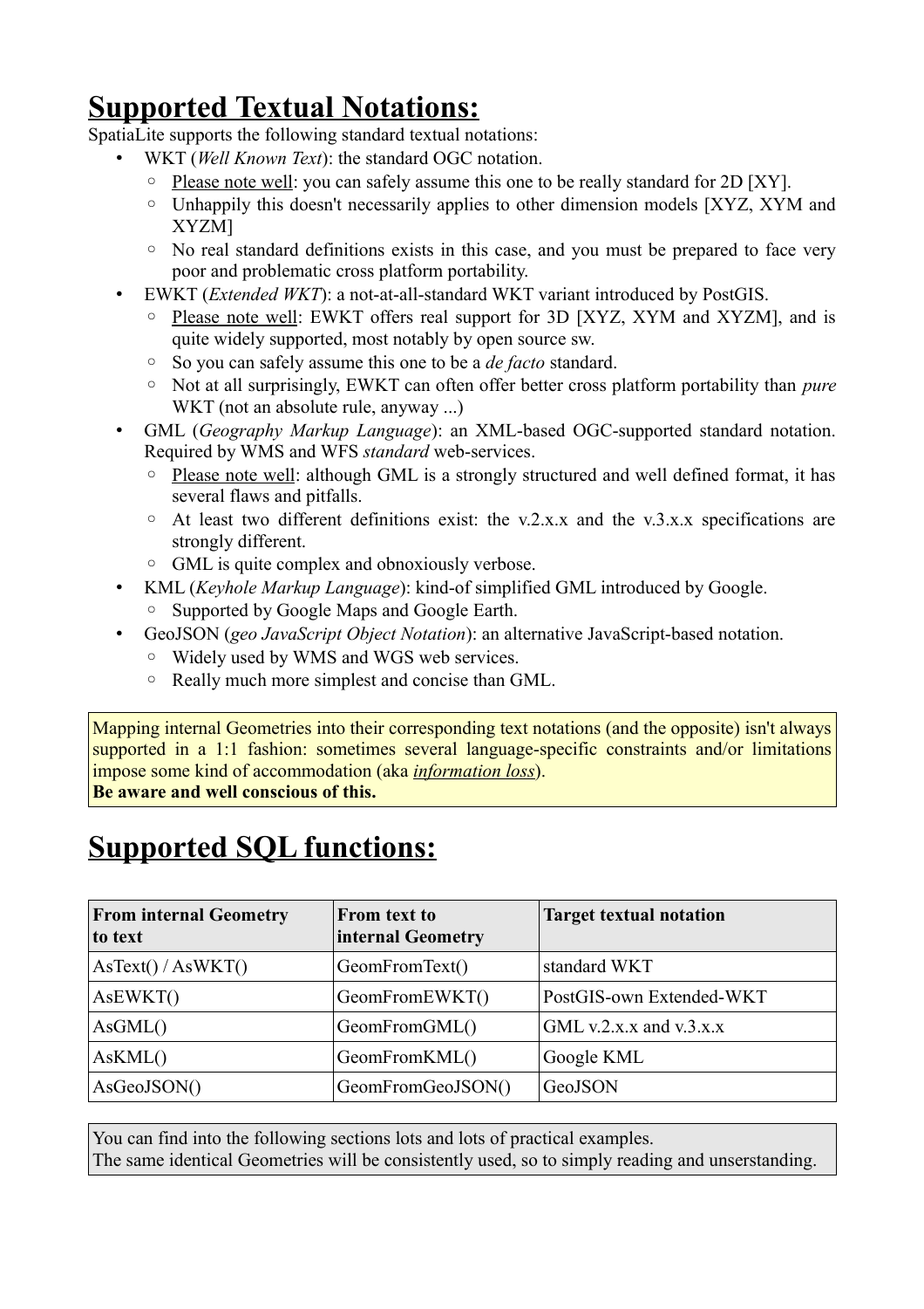# Supported Textual Notations:

SpatiaLite supports the following standard textual notations:

- WKT (*Well Known Text*): the standard OGC notation.
  - Please note well: you can safely assume this one to be really standard for 2D [XY].
  - Unhappily this doesn't necessarily applies to other dimension models [XYZ, XYM and XYZM]
  - No real standard definitions exists in this case, and you must be prepared to face very poor and problematic cross platform portability.
- EWKT (*Extended WKT*): a not-at-all-standard WKT variant introduced by PostGIS.
  - Please note well: EWKT offers real support for 3D [XYZ, XYM and XYZM], and is quite widely supported, most notably by open source sw.
  - So you can safely assume this one to be a *de facto* standard.
  - Not at all surprisingly, EWKT can often offer better cross platform portability than *pure* WKT (not an absolute rule, anyway ...)
- GML (*Geography Markup Language*): an XML-based OGC-supported standard notation. Required by WMS and WFS *standard* web-services.
  - Please note well: although GML is a strongly structured and well defined format, it has several flaws and pitfalls.
  - At least two different definitions exist: the v.2.x.x and the v.3.x.x specifications are strongly different.
  - GML is quite complex and obnoxiously verbose.
- KML (*Keyhole Markup Language*): kind-of simplified GML introduced by Google.
  - Supported by Google Maps and Google Earth.
- GeoJSON (*geo JavaScript Object Notation*): an alternative JavaScript-based notation.
  - Widely used by WMS and WGS web services.
  - Really much more simplest and concise than GML.

Mapping internal Geometries into their corresponding text notations (and the opposite) isn't always supported in a 1:1 fashion: sometimes several language-specific constraints and/or limitations impose some kind of accommodation (aka *information loss*).
**Be aware and well conscious of this.**

# Supported SQL functions:

| From internal Geometry to text | From text to internal Geometry | Target textual notation |
|---|---|---|
| AsText() / AsWKT() | GeomFromText() | standard WKT |
| AsEWKT() | GeomFromEWKT() | PostGIS-own Extended-WKT |
| AsGML() | GeomFromGML() | GML v.2.x.x and v.3.x.x |
| AsKML() | GeomFromKML() | Google KML |
| AsGeoJSON() | GeomFromGeoJSON() | GeoJSON |

You can find into the following sections lots and lots of practical examples.
The same identical Geometries will be consistently used, so to simply reading and unserstanding.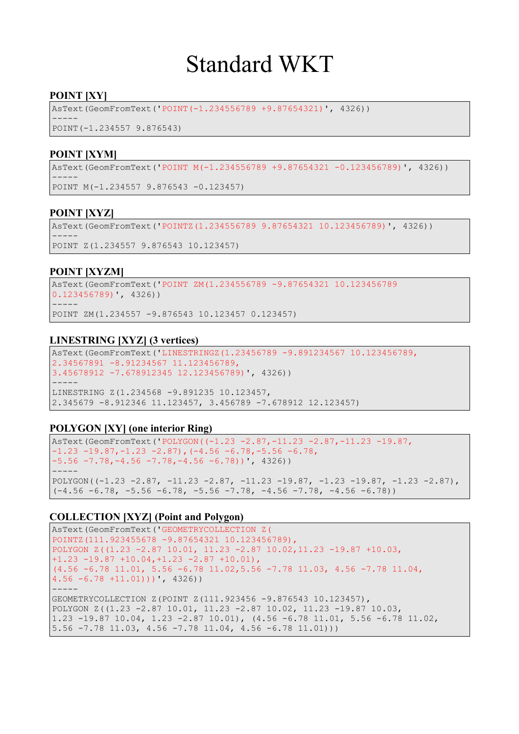# Standard WKT

### POINT [XY]

```
AsText(GeomFromText('POINT(-1.234556789 +9.87654321)', 4326))
-----
POINT(-1.234557 9.876543)
```

### POINT [XYM]

```
AsText(GeomFromText('POINT M(-1.234556789 +9.87654321 -0.123456789)', 4326))
-----
POINT M(-1.234557 9.876543 -0.123457)
```

### POINT [XYZ]

```
AsText(GeomFromText('POINTZ(1.234556789 9.87654321 10.123456789)', 4326))
-----
POINT Z(1.234557 9.876543 10.123457)
```

### POINT [XYZM]

```
AsText(GeomFromText('POINT ZM(1.234556789 -9.87654321 10.123456789
0.123456789)', 4326))
-----
POINT ZM(1.234557 -9.876543 10.123457 0.123457)
```

### LINESTRING [XYZ] (3 vertices)

```
AsText(GeomFromText('LINESTRINGZ(1.23456789 -9.891234567 10.123456789,
2.34567891 -8.91234567 11.123456789,
3.45678912 -7.678912345 12.123456789)', 4326))
-----
LINESTRING Z(1.234568 -9.891235 10.123457,
2.345679 -8.912346 11.123457, 3.456789 -7.678912 12.123457)
```

### POLYGON [XY] (one interior Ring)

```
AsText(GeomFromText('POLYGON((-1.23 -2.87,-11.23 -2.87,-11.23 -19.87,
-1.23 -19.87,-1.23 -2.87),(-4.56 -6.78,-5.56 -6.78,
-5.56 -7.78,-4.56 -7.78,-4.56 -6.78))', 4326))
-----
POLYGON((-1.23 -2.87, -11.23 -2.87, -11.23 -19.87, -1.23 -19.87, -1.23 -2.87),
(-4.56 -6.78, -5.56 -6.78, -5.56 -7.78, -4.56 -7.78, -4.56 -6.78))
```

### COLLECTION [XYZ] (Point and Polygon)

```
AsText(GeomFromText('GEOMETRYCOLLECTION Z(
POINTZ(111.923455678 -9.87654321 10.123456789),
POLYGON Z((1.23 -2.87 10.01, 11.23 -2.87 10.02,11.23 -19.87 +10.03,
+1.23 -19.87 +10.04,+1.23 -2.87 +10.01),
(4.56 -6.78 11.01, 5.56 -6.78 11.02,5.56 -7.78 11.03, 4.56 -7.78 11.04,
4.56 -6.78 +11.01)))', 4326))
-----
GEOMETRYCOLLECTION Z(POINT Z(111.923456 -9.876543 10.123457),
POLYGON Z((1.23 -2.87 10.01, 11.23 -2.87 10.02, 11.23 -19.87 10.03,
1.23 -19.87 10.04, 1.23 -2.87 10.01), (4.56 -6.78 11.01, 5.56 -6.78 11.02,
5.56 -7.78 11.03, 4.56 -7.78 11.04, 4.56 -6.78 11.01)))
```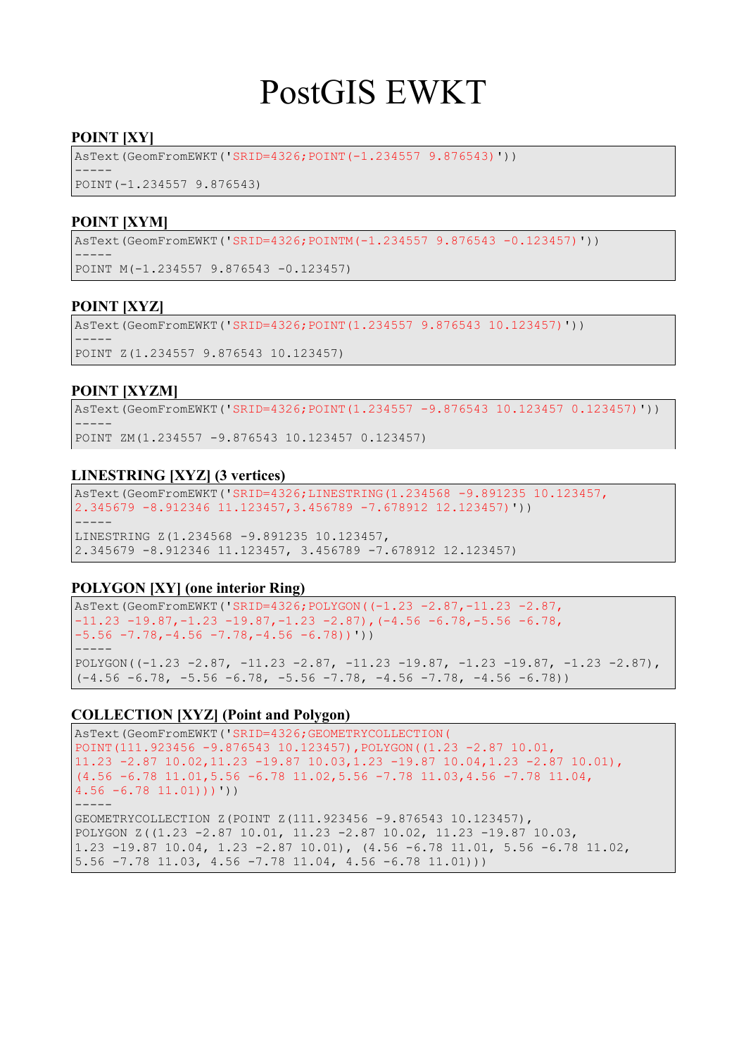# PostGIS EWKT

### POINT [XY]

```
AsText(GeomFromEWKT('SRID=4326;POINT(-1.234557 9.876543)'))
-----
POINT(-1.234557 9.876543)
```

### POINT [XYM]

```
AsText(GeomFromEWKT('SRID=4326;POINTM(-1.234557 9.876543 -0.123457)'))
-----
POINT M(-1.234557 9.876543 -0.123457)
```

### POINT [XYZ]

```
AsText(GeomFromEWKT('SRID=4326;POINT(1.234557 9.876543 10.123457)'))
-----
POINT Z(1.234557 9.876543 10.123457)
```

### POINT [XYZM]

```
AsText(GeomFromEWKT('SRID=4326;POINT(1.234557 -9.876543 10.123457 0.123457)'))
-----
POINT ZM(1.234557 -9.876543 10.123457 0.123457)
```

### LINESTRING [XYZ] (3 vertices)

```
AsText(GeomFromEWKT('SRID=4326;LINESTRING(1.234568 -9.891235 10.123457,
2.345679 -8.912346 11.123457,3.456789 -7.678912 12.123457)'))
-----
LINESTRING Z(1.234568 -9.891235 10.123457,
2.345679 -8.912346 11.123457, 3.456789 -7.678912 12.123457)
```

### POLYGON [XY] (one interior Ring)

```
AsText(GeomFromEWKT('SRID=4326;POLYGON((-1.23 -2.87,-11.23 -2.87,
-11.23 -19.87,-1.23 -19.87,-1.23 -2.87),(-4.56 -6.78,-5.56 -6.78,
-5.56 -7.78,-4.56 -7.78,-4.56 -6.78))'))
-----
POLYGON((-1.23 -2.87, -11.23 -2.87, -11.23 -19.87, -1.23 -19.87, -1.23 -2.87),
(-4.56 -6.78, -5.56 -6.78, -5.56 -7.78, -4.56 -7.78, -4.56 -6.78))
```

### COLLECTION [XYZ] (Point and Polygon)

```
AsText(GeomFromEWKT('SRID=4326;GEOMETRYCOLLECTION(
POINT(111.923456 -9.876543 10.123457),POLYGON((1.23 -2.87 10.01,
11.23 -2.87 10.02,11.23 -19.87 10.03,1.23 -19.87 10.04,1.23 -2.87 10.01),
(4.56 -6.78 11.01,5.56 -6.78 11.02,5.56 -7.78 11.03,4.56 -7.78 11.04,
4.56 -6.78 11.01)))'))
-----
GEOMETRYCOLLECTION Z(POINT Z(111.923456 -9.876543 10.123457),
POLYGON Z((1.23 -2.87 10.01, 11.23 -2.87 10.02, 11.23 -19.87 10.03,
1.23 -19.87 10.04, 1.23 -2.87 10.01), (4.56 -6.78 11.01, 5.56 -6.78 11.02,
5.56 -7.78 11.03, 4.56 -7.78 11.04, 4.56 -6.78 11.01)))
```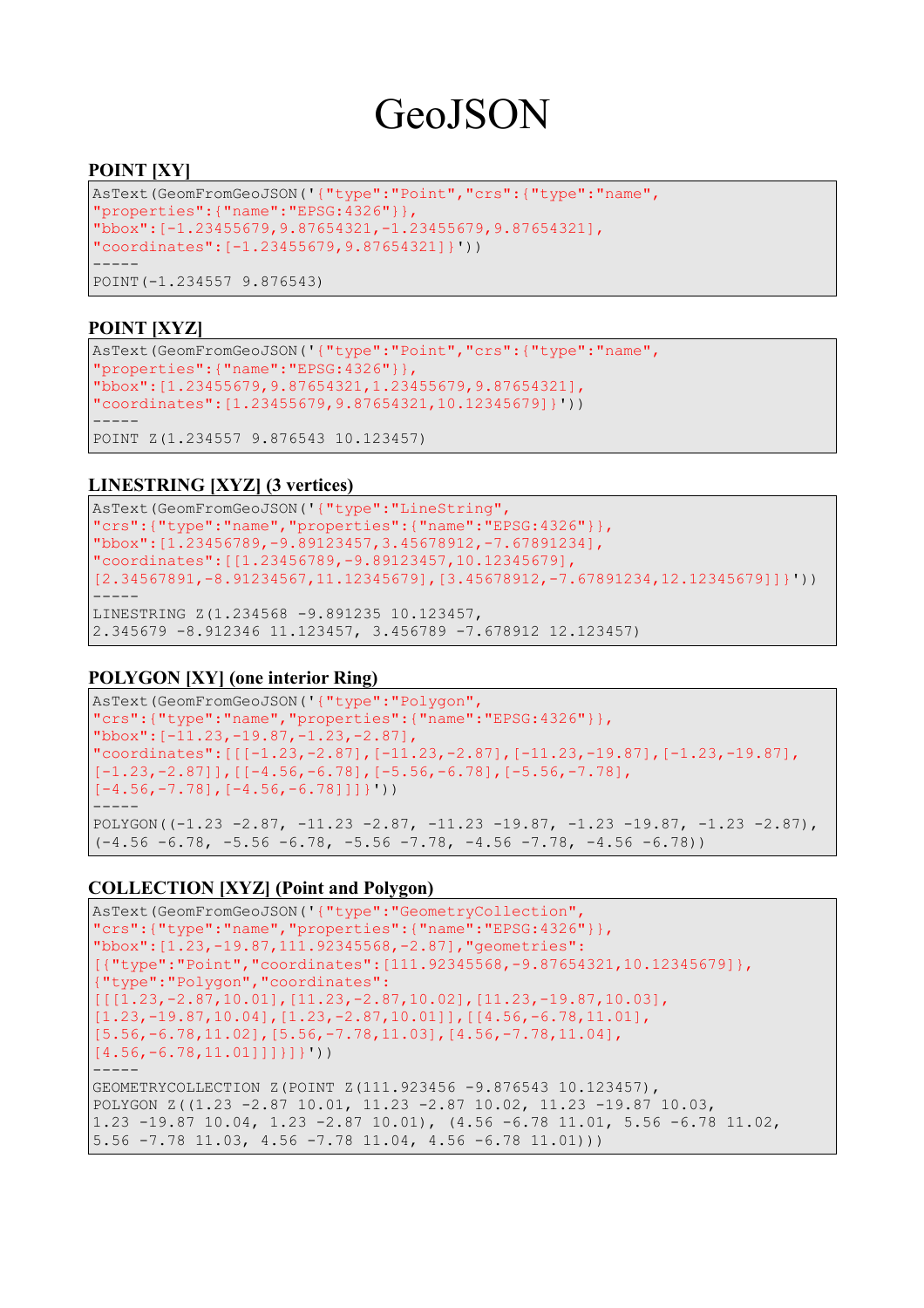# GeoJSON

**POINT [XY]**

```
AsText(GeomFromGeoJSON('{"type":"Point","crs":{"type":"name",
"properties":{"name":"EPSG:4326"}},
"bbox":[-1.23455679,9.87654321,-1.23455679,9.87654321],
"coordinates":[-1.23455679,9.87654321]}'))
-----
POINT(-1.234557 9.876543)
```

**POINT [XYZ]**

```
AsText(GeomFromGeoJSON('{"type":"Point","crs":{"type":"name",
"properties":{"name":"EPSG:4326"}},
"bbox":[1.23455679,9.87654321,1.23455679,9.87654321],
"coordinates":[1.23455679,9.87654321,10.12345679]}'))
-----
POINT Z(1.234557 9.876543 10.123457)
```

**LINESTRING [XYZ] (3 vertices)**

```
AsText(GeomFromGeoJSON('{"type":"LineString",
"crs":{"type":"name","properties":{"name":"EPSG:4326"}},
"bbox":[1.23456789,-9.89123457,3.45678912,-7.67891234],
"coordinates":[[1.23456789,-9.89123457,10.12345679],
[2.34567891,-8.91234567,11.12345679],[3.45678912,-7.67891234,12.12345679]]}'))
-----
LINESTRING Z(1.234568 -9.891235 10.123457,
2.345679 -8.912346 11.123457, 3.456789 -7.678912 12.123457)
```

**POLYGON [XY] (one interior Ring)**

```
AsText(GeomFromGeoJSON('{"type":"Polygon",
"crs":{"type":"name","properties":{"name":"EPSG:4326"}},
"bbox":[-11.23,-19.87,-1.23,-2.87],
"coordinates":[[[-1.23,-2.87],[-11.23,-2.87],[-11.23,-19.87],[-1.23,-19.87],
[-1.23,-2.87]],[[-4.56,-6.78],[-5.56,-6.78],[-5.56,-7.78],
[-4.56,-7.78],[-4.56,-6.78]]]}'))
-----
POLYGON((-1.23 -2.87, -11.23 -2.87, -11.23 -19.87, -1.23 -19.87, -1.23 -2.87),
(-4.56 -6.78, -5.56 -6.78, -5.56 -7.78, -4.56 -7.78, -4.56 -6.78))
```

**COLLECTION [XYZ] (Point and Polygon)**

```
AsText(GeomFromGeoJSON('{"type":"GeometryCollection",
"crs":{"type":"name","properties":{"name":"EPSG:4326"}},
"bbox":[1.23,-19.87,111.92345568,-2.87],"geometries":
[{"type":"Point","coordinates":[111.92345568,-9.87654321,10.12345679]},
{"type":"Polygon","coordinates":
[[[1.23,-2.87,10.01],[11.23,-2.87,10.02],[11.23,-19.87,10.03],
[1.23,-19.87,10.04],[1.23,-2.87,10.01]],[[4.56,-6.78,11.01],
[5.56,-6.78,11.02],[5.56,-7.78,11.03],[4.56,-7.78,11.04],
[4.56,-6.78,11.01]]]}]}'))
-----
GEOMETRYCOLLECTION Z(POINT Z(111.923456 -9.876543 10.123457),
POLYGON Z((1.23 -2.87 10.01, 11.23 -2.87 10.02, 11.23 -19.87 10.03,
1.23 -19.87 10.04, 1.23 -2.87 10.01), (4.56 -6.78 11.01, 5.56 -6.78 11.02,
5.56 -7.78 11.03, 4.56 -7.78 11.04, 4.56 -6.78 11.01)))
```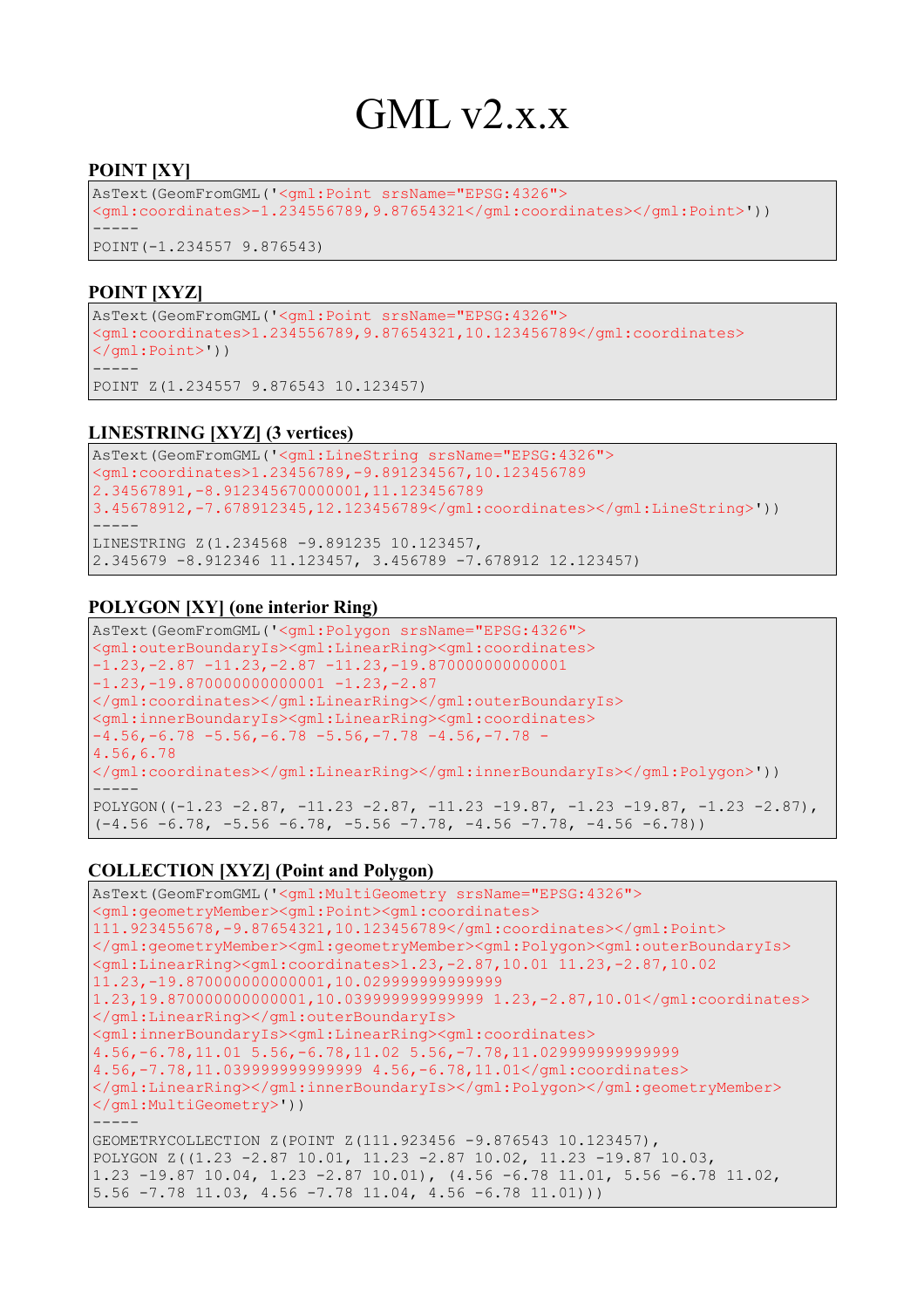# GML v2.x.x

### POINT [XY]

```
AsText(GeomFromGML('<gml:Point srsName="EPSG:4326">
<gml:coordinates>-1.234556789,9.87654321</gml:coordinates></gml:Point>'))
-----
POINT(-1.234557 9.876543)
```

### POINT [XYZ]

```
AsText(GeomFromGML('<gml:Point srsName="EPSG:4326">
<gml:coordinates>1.234556789,9.87654321,10.123456789</gml:coordinates>
</gml:Point>'))
-----
POINT Z(1.234557 9.876543 10.123457)
```

### LINESTRING [XYZ] (3 vertices)

```
AsText(GeomFromGML('<gml:LineString srsName="EPSG:4326">
<gml:coordinates>1.23456789,-9.891234567,10.123456789
2.34567891,-8.912345670000001,11.123456789
3.45678912,-7.678912345,12.123456789</gml:coordinates></gml:LineString>'))
-----
LINESTRING Z(1.234568 -9.891235 10.123457,
2.345679 -8.912346 11.123457, 3.456789 -7.678912 12.123457)
```

### POLYGON [XY] (one interior Ring)

```
AsText(GeomFromGML('<gml:Polygon srsName="EPSG:4326">
<gml:outerBoundaryIs><gml:LinearRing><gml:coordinates>
-1.23,-2.87 -11.23,-2.87 -11.23,-19.870000000000001
-1.23,-19.870000000000001 -1.23,-2.87
</gml:coordinates></gml:LinearRing></gml:outerBoundaryIs>
<gml:innerBoundaryIs><gml:LinearRing><gml:coordinates>
-4.56,-6.78 -5.56,-6.78 -5.56,-7.78 -4.56,-7.78 -
4.56,6.78
</gml:coordinates></gml:LinearRing></gml:innerBoundaryIs></gml:Polygon>'))
-----
POLYGON((-1.23 -2.87, -11.23 -2.87, -11.23 -19.87, -1.23 -19.87, -1.23 -2.87),
(-4.56 -6.78, -5.56 -6.78, -5.56 -7.78, -4.56 -7.78, -4.56 -6.78))
```

### COLLECTION [XYZ] (Point and Polygon)

```
AsText(GeomFromGML('<gml:MultiGeometry srsName="EPSG:4326">
<gml:geometryMember><gml:Point><gml:coordinates>
111.923455678,-9.87654321,10.123456789</gml:coordinates></gml:Point>
</gml:geometryMember><gml:geometryMember><gml:Polygon><gml:outerBoundaryIs>
<gml:LinearRing><gml:coordinates>1.23,-2.87,10.01 11.23,-2.87,10.02
11.23,-19.870000000000001,10.029999999999999
1.23,19.870000000000001,10.039999999999999 1.23,-2.87,10.01</gml:coordinates>
</gml:LinearRing></gml:outerBoundaryIs>
<gml:innerBoundaryIs><gml:LinearRing><gml:coordinates>
4.56,-6.78,11.01 5.56,-6.78,11.02 5.56,-7.78,11.029999999999999
4.56,-7.78,11.039999999999999 4.56,-6.78,11.01</gml:coordinates>
</gml:LinearRing></gml:innerBoundaryIs></gml:Polygon></gml:geometryMember>
</gml:MultiGeometry>'))
-----
GEOMETRYCOLLECTION Z(POINT Z(111.923456 -9.876543 10.123457),
POLYGON Z((1.23 -2.87 10.01, 11.23 -2.87 10.02, 11.23 -19.87 10.03,
1.23 -19.87 10.04, 1.23 -2.87 10.01), (4.56 -6.78 11.01, 5.56 -6.78 11.02,
5.56 -7.78 11.03, 4.56 -7.78 11.04, 4.56 -6.78 11.01)))
```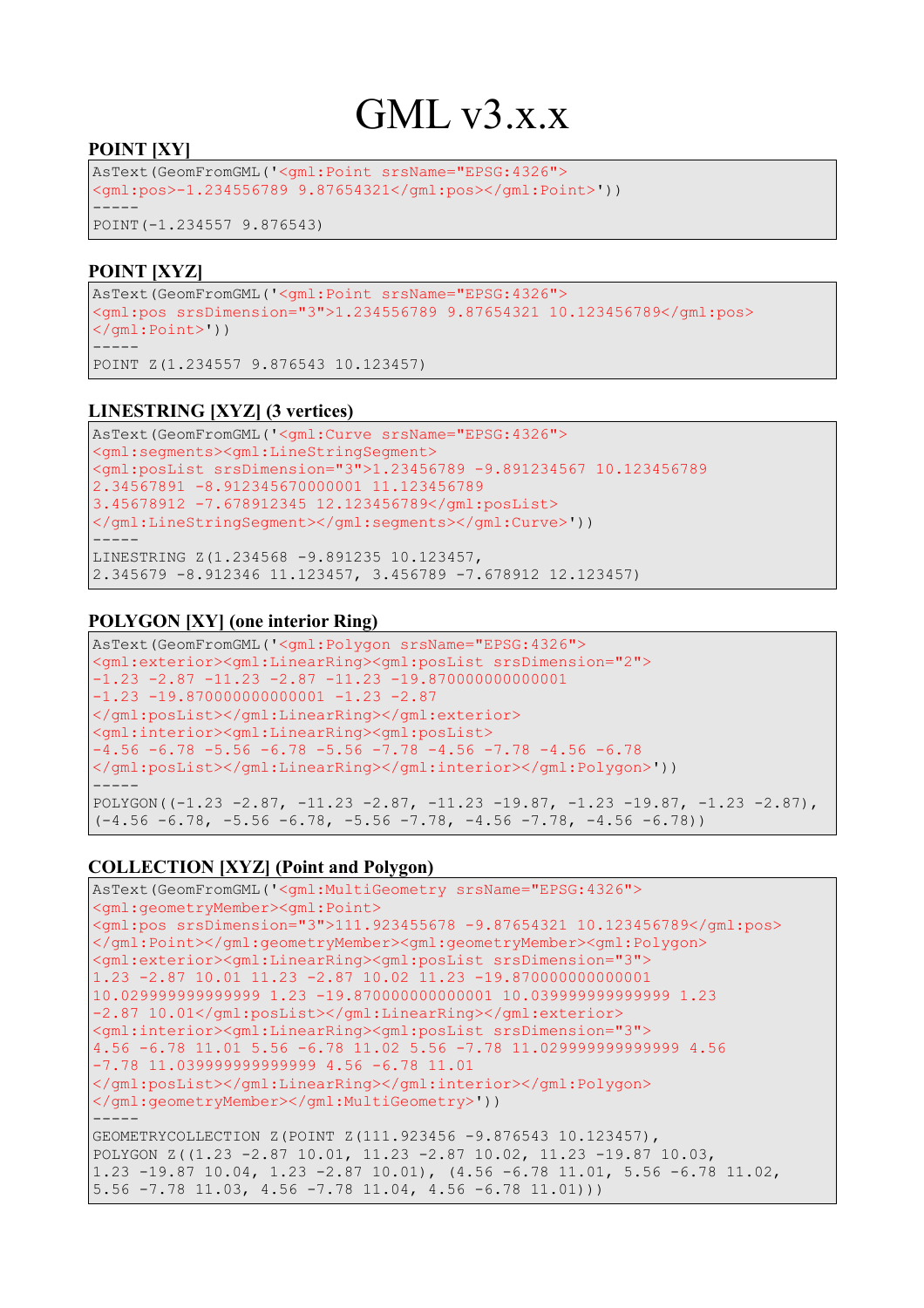# GML v3.x.x

### POINT [XY]

```
AsText(GeomFromGML('<gml:Point srsName="EPSG:4326">
<gml:pos>-1.234556789 9.87654321</gml:pos></gml:Point>'))
-----
POINT(-1.234557 9.876543)
```

### POINT [XYZ]

```
AsText(GeomFromGML('<gml:Point srsName="EPSG:4326">
<gml:pos srsDimension="3">1.234556789 9.87654321 10.123456789</gml:pos>
</gml:Point>'))
-----
POINT Z(1.234557 9.876543 10.123457)
```

### LINESTRING [XYZ] (3 vertices)

```
AsText(GeomFromGML('<gml:Curve srsName="EPSG:4326">
<gml:segments><gml:LineStringSegment>
<gml:posList srsDimension="3">1.23456789 -9.891234567 10.123456789
2.34567891 -8.912345670000001 11.123456789
3.45678912 -7.678912345 12.123456789</gml:posList>
</gml:LineStringSegment></gml:segments></gml:Curve>'))
-----
LINESTRING Z(1.234568 -9.891235 10.123457,
2.345679 -8.912346 11.123457, 3.456789 -7.678912 12.123457)
```

### POLYGON [XY] (one interior Ring)

```
AsText(GeomFromGML('<gml:Polygon srsName="EPSG:4326">
<gml:exterior><gml:LinearRing><gml:posList srsDimension="2">
-1.23 -2.87 -11.23 -2.87 -11.23 -19.870000000000001
-1.23 -19.870000000000001 -1.23 -2.87
</gml:posList></gml:LinearRing></gml:exterior>
<gml:interior><gml:LinearRing><gml:posList>
-4.56 -6.78 -5.56 -6.78 -5.56 -7.78 -4.56 -7.78 -4.56 -6.78
</gml:posList></gml:LinearRing></gml:interior></gml:Polygon>'))
-----
POLYGON((-1.23 -2.87, -11.23 -2.87, -11.23 -19.87, -1.23 -19.87, -1.23 -2.87),
(-4.56 -6.78, -5.56 -6.78, -5.56 -7.78, -4.56 -7.78, -4.56 -6.78))
```

### COLLECTION [XYZ] (Point and Polygon)

```
AsText(GeomFromGML('<gml:MultiGeometry srsName="EPSG:4326">
<gml:geometryMember><gml:Point>
<gml:pos srsDimension="3">111.923455678 -9.87654321 10.123456789</gml:pos>
</gml:Point></gml:geometryMember><gml:geometryMember><gml:Polygon>
<gml:exterior><gml:LinearRing><gml:posList srsDimension="3">
1.23 -2.87 10.01 11.23 -2.87 10.02 11.23 -19.870000000000001
10.029999999999999 1.23 -19.870000000000001 10.039999999999999 1.23
-2.87 10.01</gml:posList></gml:LinearRing></gml:exterior>
<gml:interior><gml:LinearRing><gml:posList srsDimension="3">
4.56 -6.78 11.01 5.56 -6.78 11.02 5.56 -7.78 11.029999999999999 4.56
-7.78 11.039999999999999 4.56 -6.78 11.01
</gml:posList></gml:LinearRing></gml:interior></gml:Polygon>
</gml:geometryMember></gml:MultiGeometry>'))
-----
GEOMETRYCOLLECTION Z(POINT Z(111.923456 -9.876543 10.123457),
POLYGON Z((1.23 -2.87 10.01, 11.23 -2.87 10.02, 11.23 -19.87 10.03,
1.23 -19.87 10.04, 1.23 -2.87 10.01), (4.56 -6.78 11.01, 5.56 -6.78 11.02,
5.56 -7.78 11.03, 4.56 -7.78 11.04, 4.56 -6.78 11.01)))
```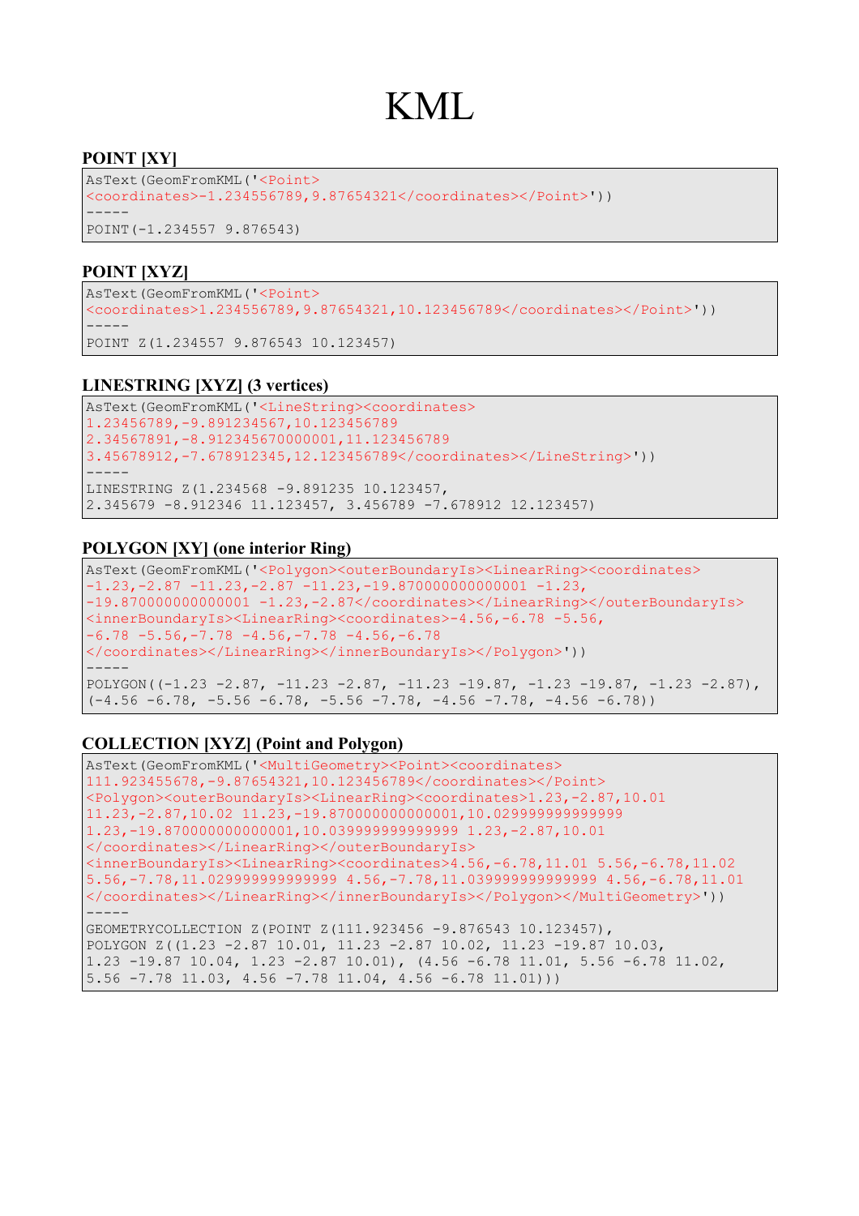# KML

### POINT [XY]

```
AsText(GeomFromKML('<Point>
<coordinates>-1.234556789,9.87654321</coordinates></Point>'))
-----
POINT(-1.234557 9.876543)
```

### POINT [XYZ]

```
AsText(GeomFromKML('<Point>
<coordinates>1.234556789,9.87654321,10.123456789</coordinates></Point>'))
-----
POINT Z(1.234557 9.876543 10.123457)
```

### LINESTRING [XYZ] (3 vertices)

```
AsText(GeomFromKML('<LineString><coordinates>
1.23456789,-9.891234567,10.123456789
2.34567891,-8.912345670000001,11.123456789
3.45678912,-7.678912345,12.123456789</coordinates></LineString>'))
-----
LINESTRING Z(1.234568 -9.891235 10.123457,
2.345679 -8.912346 11.123457, 3.456789 -7.678912 12.123457)
```

### POLYGON [XY] (one interior Ring)

```
AsText(GeomFromKML('<Polygon><outerBoundaryIs><LinearRing><coordinates>
-1.23,-2.87 -11.23,-2.87 -11.23,-19.870000000000001 -1.23,
-19.870000000000001 -1.23,-2.87</coordinates></LinearRing></outerBoundaryIs>
<innerBoundaryIs><LinearRing><coordinates>-4.56,-6.78 -5.56,
-6.78 -5.56,-7.78 -4.56,-7.78 -4.56,-6.78
</coordinates></LinearRing></innerBoundaryIs></Polygon>'))
-----
POLYGON((-1.23 -2.87, -11.23 -2.87, -11.23 -19.87, -1.23 -19.87, -1.23 -2.87),
(-4.56 -6.78, -5.56 -6.78, -5.56 -7.78, -4.56 -7.78, -4.56 -6.78))
```

### COLLECTION [XYZ] (Point and Polygon)

```
AsText(GeomFromKML('<MultiGeometry><Point><coordinates>
111.923455678,-9.87654321,10.123456789</coordinates></Point>
<Polygon><outerBoundaryIs><LinearRing><coordinates>1.23,-2.87,10.01
11.23,-2.87,10.02 11.23,-19.870000000000001,10.029999999999999
1.23,-19.870000000000001,10.039999999999999 1.23,-2.87,10.01
</coordinates></LinearRing></outerBoundaryIs>
<innerBoundaryIs><LinearRing><coordinates>4.56,-6.78,11.01 5.56,-6.78,11.02
5.56,-7.78,11.029999999999999 4.56,-7.78,11.039999999999999 4.56,-6.78,11.01
</coordinates></LinearRing></innerBoundaryIs></Polygon></MultiGeometry>'))
-----
GEOMETRYCOLLECTION Z(POINT Z(111.923456 -9.876543 10.123457),
POLYGON Z((1.23 -2.87 10.01, 11.23 -2.87 10.02, 11.23 -19.87 10.03,
1.23 -19.87 10.04, 1.23 -2.87 10.01), (4.56 -6.78 11.01, 5.56 -6.78 11.02,
5.56 -7.78 11.03, 4.56 -7.78 11.04, 4.56 -6.78 11.01)))
```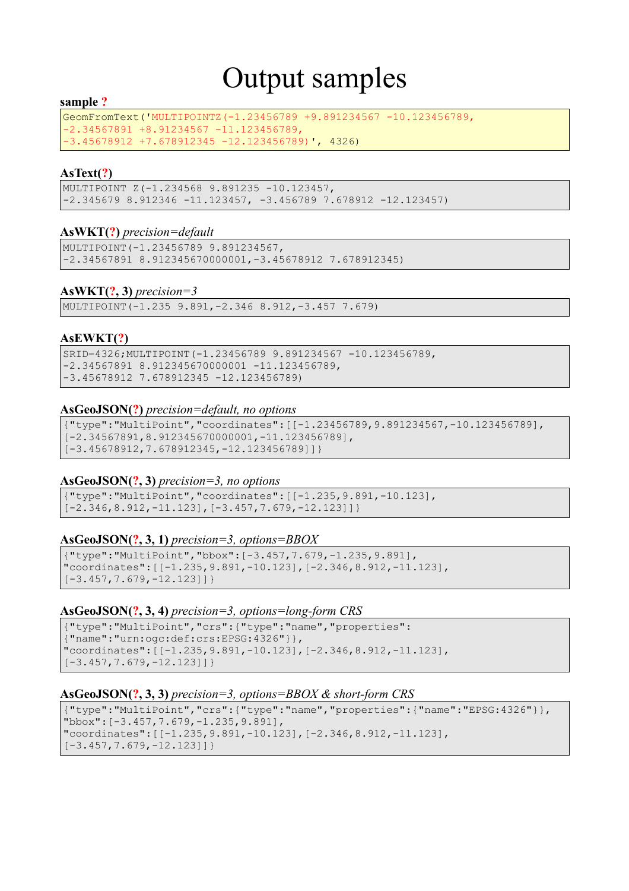# Output samples

**sample ?**

```
GeomFromText('MULTIPOINTZ(-1.23456789 +9.891234567 -10.123456789,
-2.34567891 +8.91234567 -11.123456789,
-3.45678912 +7.678912345 -12.123456789)', 4326)
```

**AsText(?)**

```
MULTIPOINT Z(-1.234568 9.891235 -10.123457,
-2.345679 8.912346 -11.123457, -3.456789 7.678912 -12.123457)
```

**AsWKT(?)** *precision=default*

```
MULTIPOINT(-1.23456789 9.891234567,
-2.34567891 8.912345670000001,-3.45678912 7.678912345)
```

**AsWKT(?, 3)** *precision=3*

```
MULTIPOINT(-1.235 9.891,-2.346 8.912,-3.457 7.679)
```

**AsEWKT(?)**

```
SRID=4326;MULTIPOINT(-1.23456789 9.891234567 -10.123456789,
-2.34567891 8.912345670000001 -11.123456789,
-3.45678912 7.678912345 -12.123456789)
```

**AsGeoJSON(?)** *precision=default, no options*

```
{"type":"MultiPoint","coordinates":[[-1.23456789,9.891234567,-10.123456789],
[-2.34567891,8.912345670000001,-11.123456789],
[-3.45678912,7.678912345,-12.123456789]]}
```

**AsGeoJSON(?, 3)** *precision=3, no options*

```
{"type":"MultiPoint","coordinates":[[-1.235,9.891,-10.123],
[-2.346,8.912,-11.123],[-3.457,7.679,-12.123]]}
```

**AsGeoJSON(?, 3, 1)** *precision=3, options=BBOX*

```
{"type":"MultiPoint","bbox":[-3.457,7.679,-1.235,9.891],
"coordinates":[[-1.235,9.891,-10.123],[-2.346,8.912,-11.123],
[-3.457,7.679,-12.123]]}
```

**AsGeoJSON(?, 3, 4)** *precision=3, options=long-form CRS*

```
{"type":"MultiPoint","crs":{"type":"name","properties":
{"name":"urn:ogc:def:crs:EPSG:4326"}},
"coordinates":[[-1.235,9.891,-10.123],[-2.346,8.912,-11.123],
[-3.457,7.679,-12.123]]}
```

**AsGeoJSON(?, 3, 3)** *precision=3, options=BBOX & short-form CRS*

```
{"type":"MultiPoint","crs":{"type":"name","properties":{"name":"EPSG:4326"}},
"bbox":[-3.457,7.679,-1.235,9.891],
"coordinates":[[-1.235,9.891,-10.123],[-2.346,8.912,-11.123],
[-3.457,7.679,-12.123]]}
```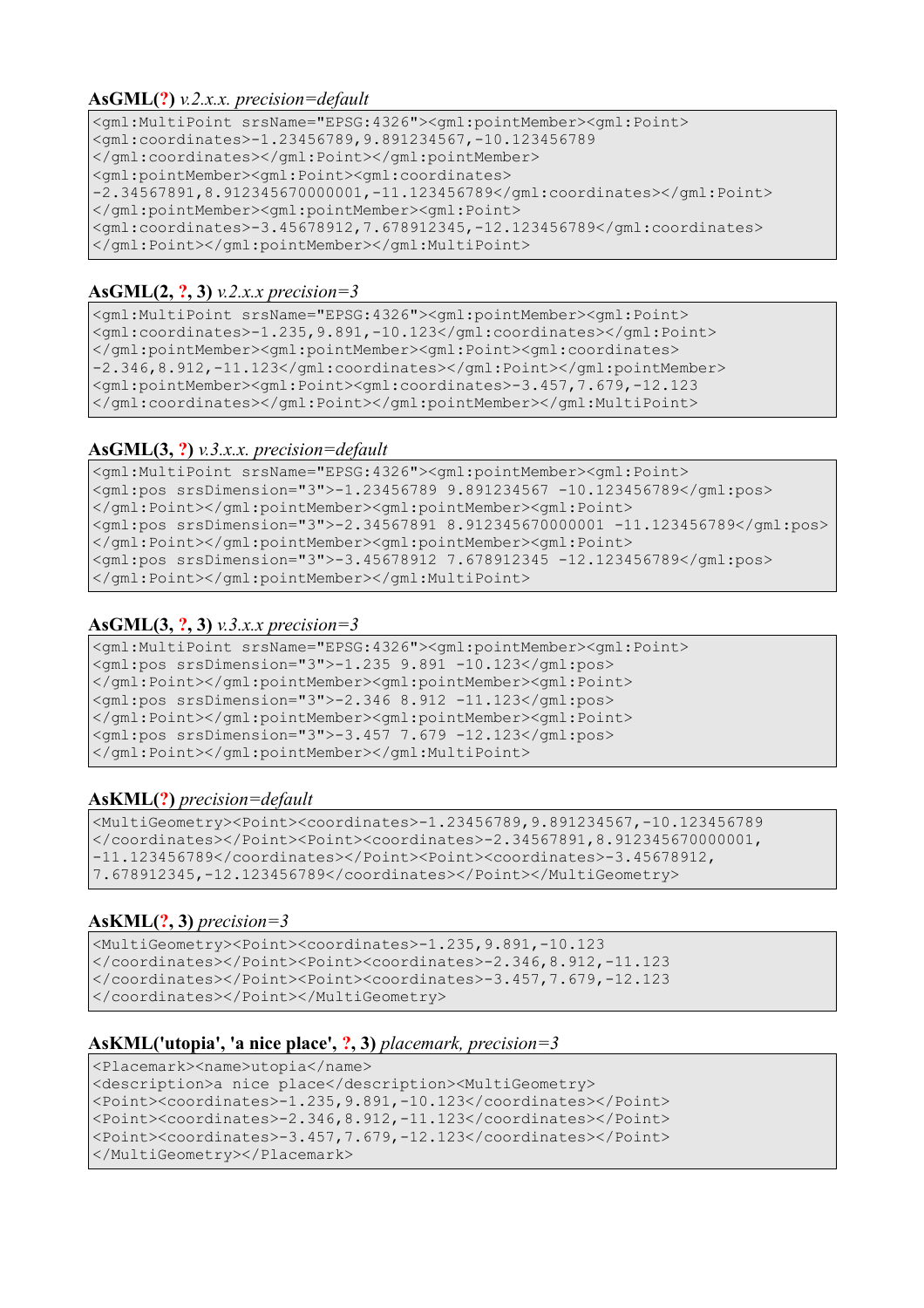**AsGML(?)** *v.2.x.x. precision=default*

```
<gml:MultiPoint srsName="EPSG:4326"><gml:pointMember><gml:Point>
<gml:coordinates>-1.23456789,9.891234567,-10.123456789
</gml:coordinates></gml:Point></gml:pointMember>
<gml:pointMember><gml:Point><gml:coordinates>
-2.34567891,8.912345670000001,-11.123456789</gml:coordinates></gml:Point>
</gml:pointMember><gml:pointMember><gml:Point>
<gml:coordinates>-3.45678912,7.678912345,-12.123456789</gml:coordinates>
</gml:Point></gml:pointMember></gml:MultiPoint>
```

**AsGML(2, ?, 3)** *v.2.x.x precision=3*

```
<gml:MultiPoint srsName="EPSG:4326"><gml:pointMember><gml:Point>
<gml:coordinates>-1.235,9.891,-10.123</gml:coordinates></gml:Point>
</gml:pointMember><gml:pointMember><gml:Point><gml:coordinates>
-2.346,8.912,-11.123</gml:coordinates></gml:Point></gml:pointMember>
<gml:pointMember><gml:Point><gml:coordinates>-3.457,7.679,-12.123
</gml:coordinates></gml:Point></gml:pointMember></gml:MultiPoint>
```

**AsGML(3, ?)** *v.3.x.x. precision=default*

```
<gml:MultiPoint srsName="EPSG:4326"><gml:pointMember><gml:Point>
<gml:pos srsDimension="3">-1.23456789 9.891234567 -10.123456789</gml:pos>
</gml:Point></gml:pointMember><gml:pointMember><gml:Point>
<gml:pos srsDimension="3">-2.34567891 8.912345670000001 -11.123456789</gml:pos>
</gml:Point></gml:pointMember><gml:pointMember><gml:Point>
<gml:pos srsDimension="3">-3.45678912 7.678912345 -12.123456789</gml:pos>
</gml:Point></gml:pointMember></gml:MultiPoint>
```

**AsGML(3, ?, 3)** *v.3.x.x precision=3*

```
<gml:MultiPoint srsName="EPSG:4326"><gml:pointMember><gml:Point>
<gml:pos srsDimension="3">-1.235 9.891 -10.123</gml:pos>
</gml:Point></gml:pointMember><gml:pointMember><gml:Point>
<gml:pos srsDimension="3">-2.346 8.912 -11.123</gml:pos>
</gml:Point></gml:pointMember><gml:pointMember><gml:Point>
<gml:pos srsDimension="3">-3.457 7.679 -12.123</gml:pos>
</gml:Point></gml:pointMember></gml:MultiPoint>
```

**AsKML(?)** *precision=default*

```
<MultiGeometry><Point><coordinates>-1.23456789,9.891234567,-10.123456789
</coordinates></Point><Point><coordinates>-2.34567891,8.912345670000001,
-11.123456789</coordinates></Point><Point><coordinates>-3.45678912,
7.678912345,-12.123456789</coordinates></Point></MultiGeometry>
```

**AsKML(?, 3)** *precision=3*

```
<MultiGeometry><Point><coordinates>-1.235,9.891,-10.123
</coordinates></Point><Point><coordinates>-2.346,8.912,-11.123
</coordinates></Point><Point><coordinates>-3.457,7.679,-12.123
</coordinates></Point></MultiGeometry>
```

**AsKML('utopia', 'a nice place', ?, 3)** *placemark, precision=3*

```
<Placemark><name>utopia</name>
<description>a nice place</description><MultiGeometry>
<Point><coordinates>-1.235,9.891,-10.123</coordinates></Point>
<Point><coordinates>-2.346,8.912,-11.123</coordinates></Point>
<Point><coordinates>-3.457,7.679,-12.123</coordinates></Point>
</MultiGeometry></Placemark>
```